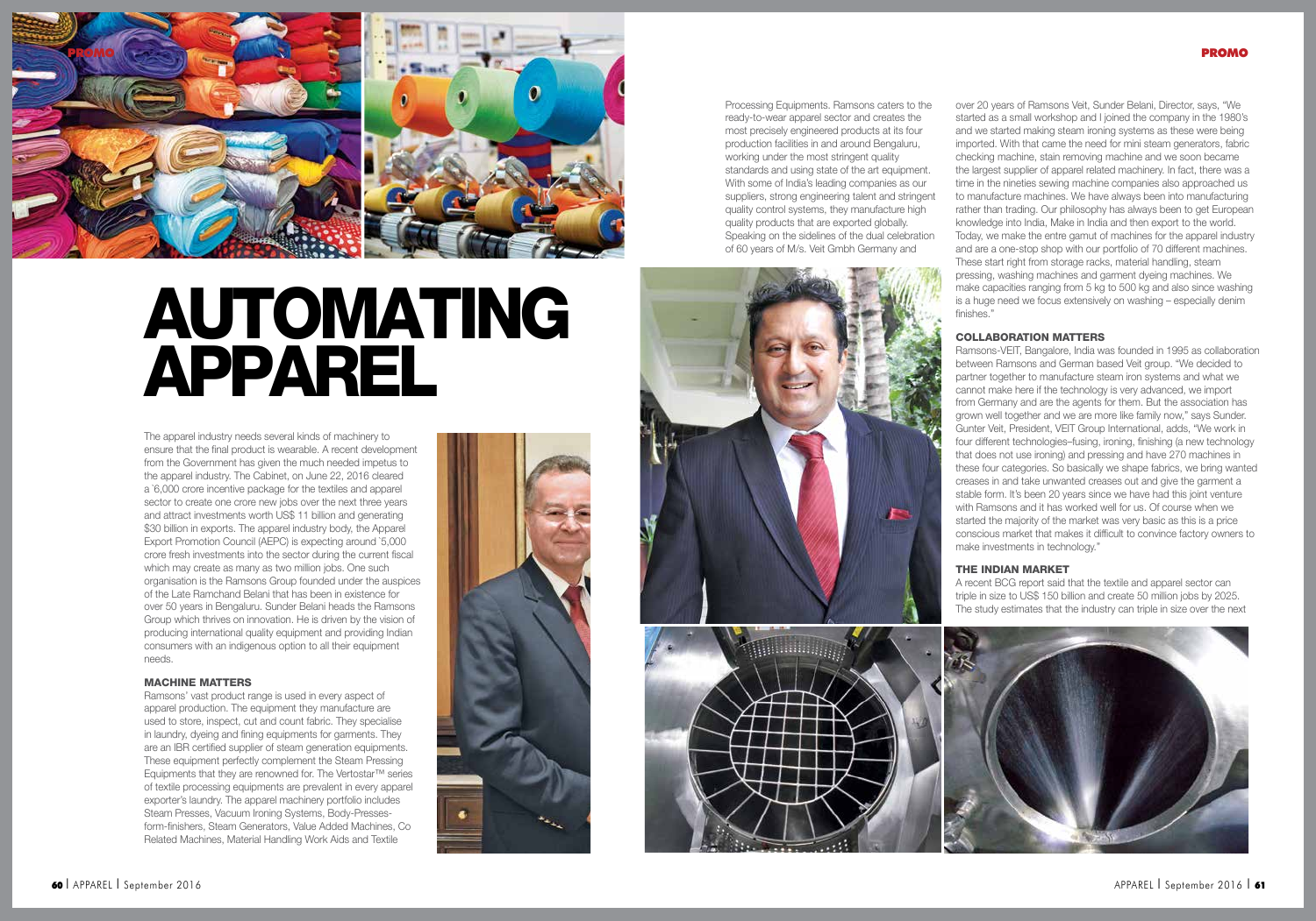PROMO

# AUTOMATING APPAREL

The apparel industry needs several kinds of machinery to ensure that the final product is wearable. A recent development from the Government has given the much needed impetus to the apparel industry. The Cabinet, on June 22, 2016 cleared a `6,000 crore incentive package for the textiles and apparel sector to create one crore new jobs over the next three years and attract investments worth US$ 11 billion and generating $30 billion in exports. The apparel industry body, the Apparel Export Promotion Council (AEPC) is expecting around `5,000 crore fresh investments into the sector during the current fiscal which may create as many as two million jobs. One such organisation is the Ramsons Group founded under the auspices of the Late Ramchand Belani that has been in existence for over 50 years in Bengaluru. Sunder Belani heads the Ramsons Group which thrives on innovation. He is driven by the vision of producing international quality equipment and providing Indian consumers with an indigenous option to all their equipment needs.

### MACHINE MATTERS

Ramsons' vast product range is used in every aspect of apparel production. The equipment they manufacture are used to store, inspect, cut and count fabric. They specialise in laundry, dyeing and fining equipments for garments. They are an IBR certified supplier of steam generation equipments. These equipment perfectly complement the Steam Pressing Equipments that they are renowned for. The Vertostar™ series of textile processing equipments are prevalent in every apparel exporter's laundry. The apparel machinery portfolio includes Steam Presses, Vacuum Ironing Systems, Body-Presses-form-finishers, Steam Generators, Value Added Machines, Co Related Machines, Material Handling Work Aids and Textile Processing Equipments. Ramsons caters to the ready-to-wear apparel sector and creates the most precisely engineered products at its four production facilities in and around Bengaluru, working under the most stringent quality standards and using state of the art equipment. With some of India's leading companies as our suppliers, strong engineering talent and stringent quality control systems, they manufacture high quality products that are exported globally. Speaking on the sidelines of the dual celebration of 60 years of M/s. Veit Gmbh Germany and over 20 years of Ramsons Veit, Sunder Belani, Director, says, "We started as a small workshop and I joined the company in the 1980's and we started making steam ironing systems as these were being imported. With that came the need for mini steam generators, fabric checking machine, stain removing machine and we soon became the largest supplier of apparel related machinery. In fact, there was a time in the nineties sewing machine companies also approached us to manufacture machines. We have always been into manufacturing rather than trading. Our philosophy has always been to get European knowledge into India, Make in India and then export to the world. Today, we make the entre gamut of machines for the apparel industry and are a one-stop shop with our portfolio of 70 different machines. These start right from storage racks, material handling, steam pressing, washing machines and garment dyeing machines. We make capacities ranging from 5 kg to 500 kg and also since washing is a huge need we focus extensively on washing – especially denim finishes."

### COLLABORATION MATTERS

Ramsons-VEIT, Bangalore, India was founded in 1995 as collaboration between Ramsons and German based Veit group. "We decided to partner together to manufacture steam iron systems and what we cannot make here if the technology is very advanced, we import from Germany and are the agents for them. But the association has grown well together and we are more like family now," says Sunder. Gunter Veit, President, VEIT Group International, adds, "We work in four different technologies–fusing, ironing, finishing (a new technology that does not use ironing) and pressing and have 270 machines in these four categories. So basically we shape fabrics, we bring wanted creases in and take unwanted creases out and give the garment a stable form. It's been 20 years since we have had this joint venture with Ramsons and it has worked well for us. Of course when we started the majority of the market was very basic as this is a price conscious market that makes it difficult to convince factory owners to make investments in technology."

### THE INDIAN MARKET

A recent BCG report said that the textile and apparel sector can triple in size to US$ 150 billion and create 50 million jobs by 2025. The study estimates that the industry can triple in size over the next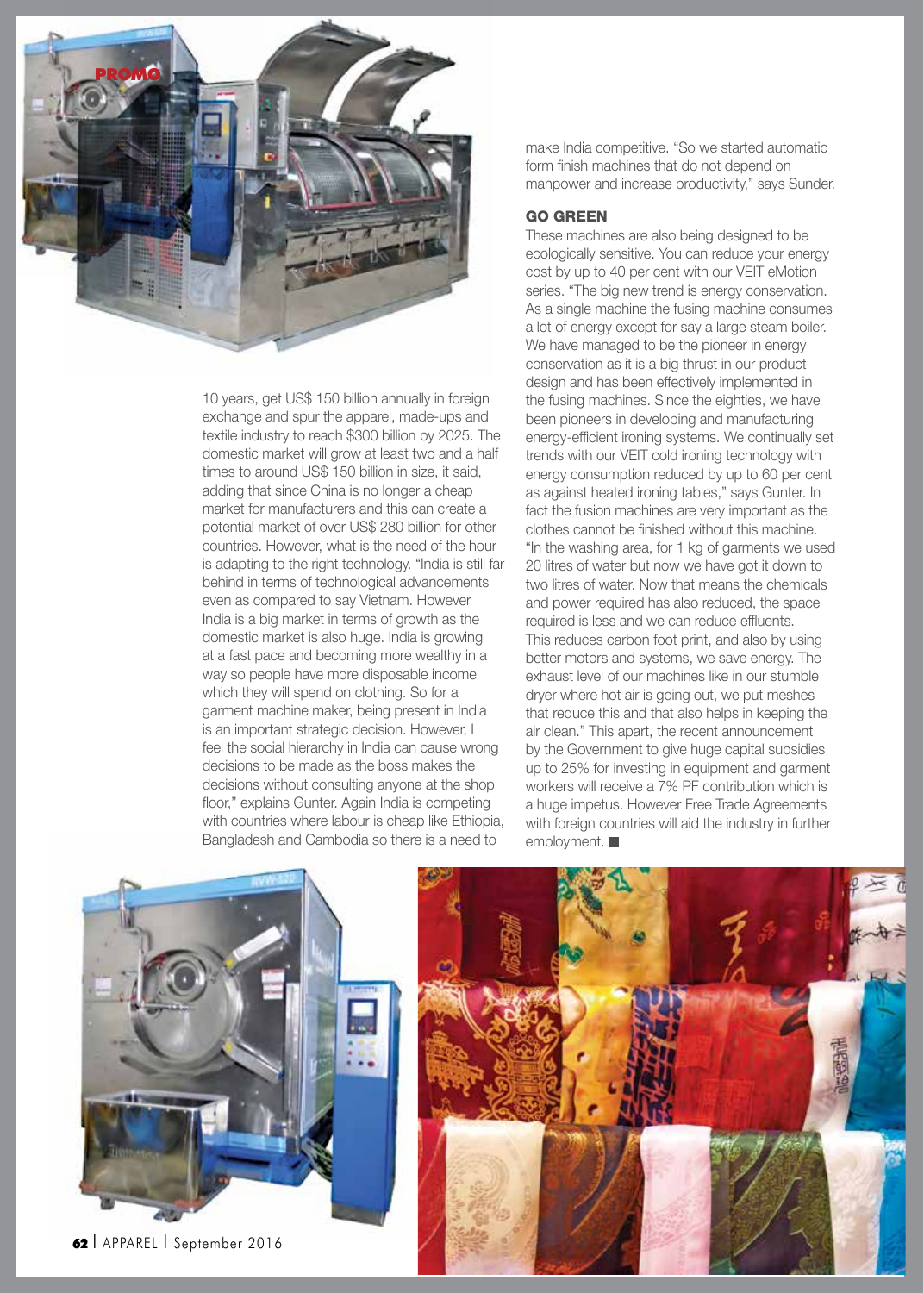10 years, get US$ 150 billion annually in foreign exchange and spur the apparel, made-ups and textile industry to reach $300 billion by 2025. The domestic market will grow at least two and a half times to around US$ 150 billion in size, it said, adding that since China is no longer a cheap market for manufacturers and this can create a potential market of over US$ 280 billion for other countries. However, what is the need of the hour is adapting to the right technology. "India is still far behind in terms of technological advancements even as compared to say Vietnam. However India is a big market in terms of growth as the domestic market is also huge. India is growing at a fast pace and becoming more wealthy in a way so people have more disposable income which they will spend on clothing. So for a garment machine maker, being present in India is an important strategic decision. However, I feel the social hierarchy in India can cause wrong decisions to be made as the boss makes the decisions without consulting anyone at the shop floor," explains Gunter. Again India is competing with countries where labour is cheap like Ethiopia, Bangladesh and Cambodia so there is a need to make India competitive. "So we started automatic form finish machines that do not depend on manpower and increase productivity," says Sunder.

## GO GREEN

These machines are also being designed to be ecologically sensitive. You can reduce your energy cost by up to 40 per cent with our VEIT eMotion series. "The big new trend is energy conservation. As a single machine the fusing machine consumes a lot of energy except for say a large steam boiler. We have managed to be the pioneer in energy conservation as it is a big thrust in our product design and has been effectively implemented in the fusing machines. Since the eighties, we have been pioneers in developing and manufacturing energy-efficient ironing systems. We continually set trends with our VEIT cold ironing technology with energy consumption reduced by up to 60 per cent as against heated ironing tables," says Gunter. In fact the fusion machines are very important as the clothes cannot be finished without this machine. "In the washing area, for 1 kg of garments we used 20 litres of water but now we have got it down to two litres of water. Now that means the chemicals and power required has also reduced, the space required is less and we can reduce effluents. This reduces carbon foot print, and also by using better motors and systems, we save energy. The exhaust level of our machines like in our stumble dryer where hot air is going out, we put meshes that reduce this and that also helps in keeping the air clean." This apart, the recent announcement by the Government to give huge capital subsidies up to 25% for investing in equipment and garment workers will receive a 7% PF contribution which is a huge impetus. However Free Trade Agreements with foreign countries will aid the industry in further employment. ■